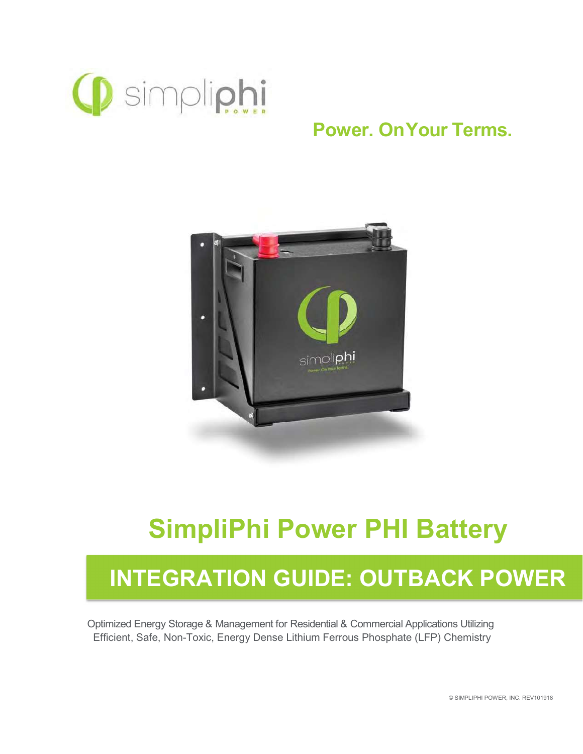Power. OnYour Terms.

# SimpliPhi Power PHI Battery

## INTEGRATION GUIDE: OUTBACK POWER

Optimized Energy Storage & Management for Residential & Commercial Applications Utilizing Efficient, Safe, Non-Toxic, Energy Dense Lithium Ferrous Phosphate (LFP) Chemistry

© SIMPLIPHI POWER, INC. REV101918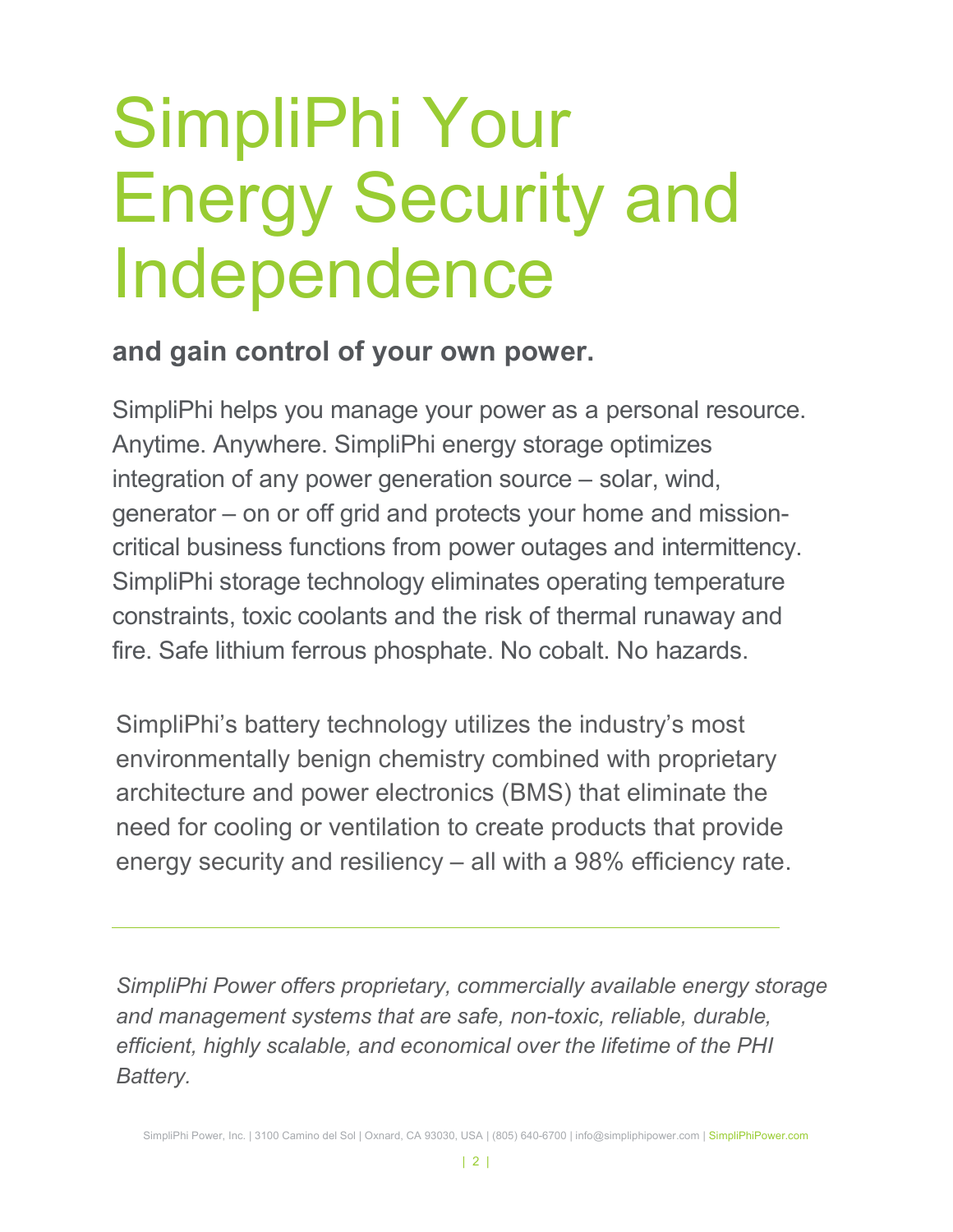# SimpliPhi Your Energy Security and Independence

**and gain control of your own power.**

SimpliPhi helps you manage your power as a personal resource. Anytime. Anywhere. SimpliPhi energy storage optimizes integration of any power generation source – solar, wind, generator – on or off grid and protects your home and mission-critical business functions from power outages and intermittency. SimpliPhi storage technology eliminates operating temperature constraints, toxic coolants and the risk of thermal runaway and fire. Safe lithium ferrous phosphate. No cobalt. No hazards.

SimpliPhi's battery technology utilizes the industry's most environmentally benign chemistry combined with proprietary architecture and power electronics (BMS) that eliminate the need for cooling or ventilation to create products that provide energy security and resiliency – all with a 98% efficiency rate.

---

*SimpliPhi Power offers proprietary, commercially available energy storage and management systems that are safe, non-toxic, reliable, durable, efficient, highly scalable, and economical over the lifetime of the PHI Battery.*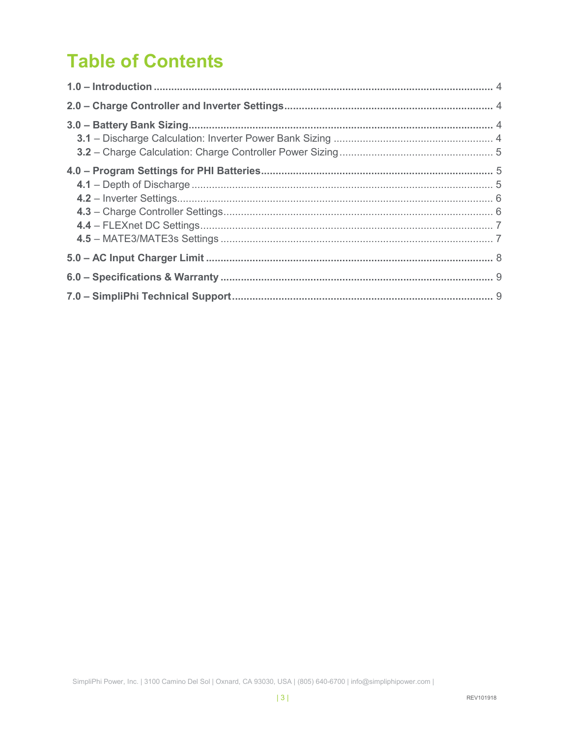# Table of Contents

**1.0 – Introduction** ........................................................................................................ 4

**2.0 – Charge Controller and Inverter Settings** ........................................................................ 4

**3.0 – Battery Bank Sizing** ........................................................................................................ 4
- **3.1** – Discharge Calculation: Inverter Power Bank Sizing ........................................................ 4
- **3.2** – Charge Calculation: Charge Controller Power Sizing ...................................................... 5

**4.0 – Program Settings for PHI Batteries** ................................................................................. 5
- **4.1** – Depth of Discharge ....................................................................................................... 5
- **4.2** – Inverter Settings ............................................................................................................ 6
- **4.3** – Charge Controller Settings ............................................................................................. 6
- **4.4** – FLEXnet DC Settings ..................................................................................................... 7
- **4.5** – MATE3/MATE3s Settings .............................................................................................. 7

**5.0 – AC Input Charger Limit** ................................................................................................... 8

**6.0 – Specifications & Warranty** .............................................................................................. 9

**7.0 – SimpliPhi Technical Support** ........................................................................................... 9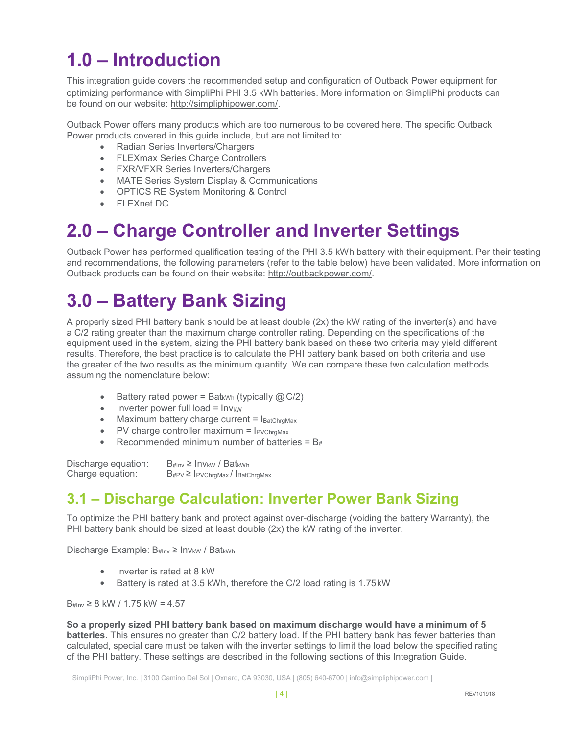# 1.0 – Introduction

This integration guide covers the recommended setup and configuration of Outback Power equipment for optimizing performance with SimpliPhi PHI 3.5 kWh batteries. More information on SimpliPhi products can be found on our website: http://simpliphipower.com/.

Outback Power offers many products which are too numerous to be covered here. The specific Outback Power products covered in this guide include, but are not limited to:

- Radian Series Inverters/Chargers
- FLEXmax Series Charge Controllers
- FXR/VFXR Series Inverters/Chargers
- MATE Series System Display & Communications
- OPTICS RE System Monitoring & Control
- FLEXnet DC

# 2.0 – Charge Controller and Inverter Settings

Outback Power has performed qualification testing of the PHI 3.5 kWh battery with their equipment. Per their testing and recommendations, the following parameters (refer to the table below) have been validated. More information on Outback products can be found on their website: http://outbackpower.com/.

# 3.0 – Battery Bank Sizing

A properly sized PHI battery bank should be at least double (2x) the kW rating of the inverter(s) and have a C/2 rating greater than the maximum charge controller rating. Depending on the specifications of the equipment used in the system, sizing the PHI battery bank based on these two criteria may yield different results. Therefore, the best practice is to calculate the PHI battery bank based on both criteria and use the greater of the two results as the minimum quantity. We can compare these two calculation methods assuming the nomenclature below:

- Battery rated power = $Bat_{kWh}$ (typically @ C/2)
- Inverter power full load = $Inv_{kW}$
- Maximum battery charge current = $I_{BatChrgMax}$
- PV charge controller maximum = $I_{PVChrgMax}$
- Recommended minimum number of batteries = $B_{\#}$

Discharge equation: $B_{\#Inv} \geq Inv_{kW} / Bat_{kWh}$

Charge equation: $B_{\#PV} \geq I_{PVChrgMax} / I_{BatChrgMax}$

## 3.1 – Discharge Calculation: Inverter Power Bank Sizing

To optimize the PHI battery bank and protect against over-discharge (voiding the battery Warranty), the PHI battery bank should be sized at least double (2x) the kW rating of the inverter.

Discharge Example: $B_{\#Inv} \geq Inv_{kW} / Bat_{kWh}$

- Inverter is rated at 8 kW
- Battery is rated at 3.5 kWh, therefore the C/2 load rating is 1.75 kW

$B_{\#Inv} \geq 8 \text{ kW} / 1.75 \text{ kW} = 4.57$

**So a properly sized PHI battery bank based on maximum discharge would have a minimum of 5 batteries.** This ensures no greater than C/2 battery load. If the PHI battery bank has fewer batteries than calculated, special care must be taken with the inverter settings to limit the load below the specified rating of the PHI battery. These settings are described in the following sections of this Integration Guide.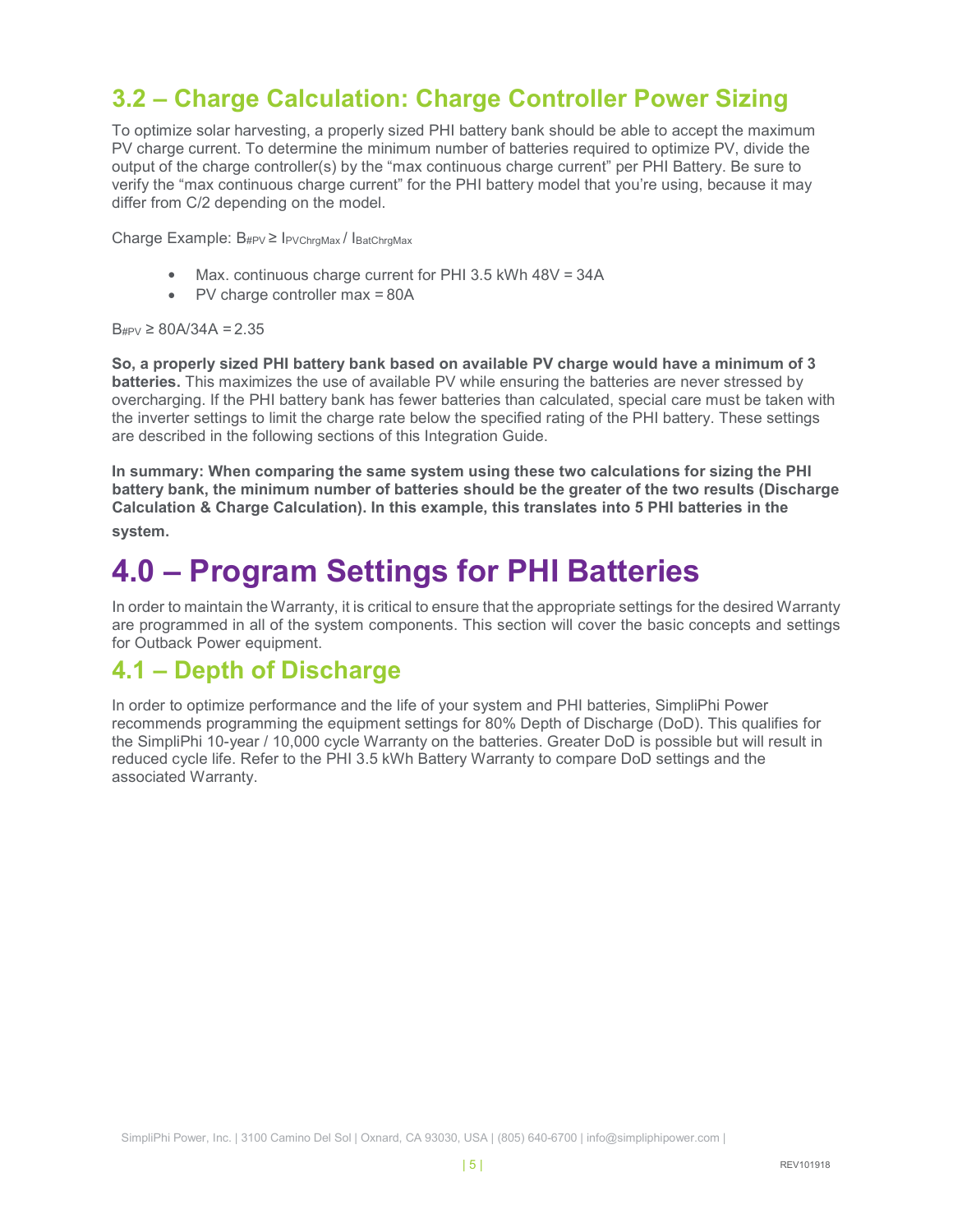## 3.2 – Charge Calculation: Charge Controller Power Sizing

To optimize solar harvesting, a properly sized PHI battery bank should be able to accept the maximum PV charge current. To determine the minimum number of batteries required to optimize PV, divide the output of the charge controller(s) by the "max continuous charge current" per PHI Battery. Be sure to verify the "max continuous charge current" for the PHI battery model that you're using, because it may differ from C/2 depending on the model.

Charge Example: $B_{\#PV} \geq I_{PVChrgMax} / I_{BatChrgMax}$

- Max. continuous charge current for PHI 3.5 kWh 48V = 34A
- PV charge controller max = 80A

$B_{\#PV} \geq$ 80A/34A = 2.35

**So, a properly sized PHI battery bank based on available PV charge would have a minimum of 3 batteries.** This maximizes the use of available PV while ensuring the batteries are never stressed by overcharging. If the PHI battery bank has fewer batteries than calculated, special care must be taken with the inverter settings to limit the charge rate below the specified rating of the PHI battery. These settings are described in the following sections of this Integration Guide.

**In summary: When comparing the same system using these two calculations for sizing the PHI battery bank, the minimum number of batteries should be the greater of the two results (Discharge Calculation & Charge Calculation). In this example, this translates into 5 PHI batteries in the system.**

# 4.0 – Program Settings for PHI Batteries

In order to maintain the Warranty, it is critical to ensure that the appropriate settings for the desired Warranty are programmed in all of the system components. This section will cover the basic concepts and settings for Outback Power equipment.

## 4.1 – Depth of Discharge

In order to optimize performance and the life of your system and PHI batteries, SimpliPhi Power recommends programming the equipment settings for 80% Depth of Discharge (DoD). This qualifies for the SimpliPhi 10-year / 10,000 cycle Warranty on the batteries. Greater DoD is possible but will result in reduced cycle life. Refer to the PHI 3.5 kWh Battery Warranty to compare DoD settings and the associated Warranty.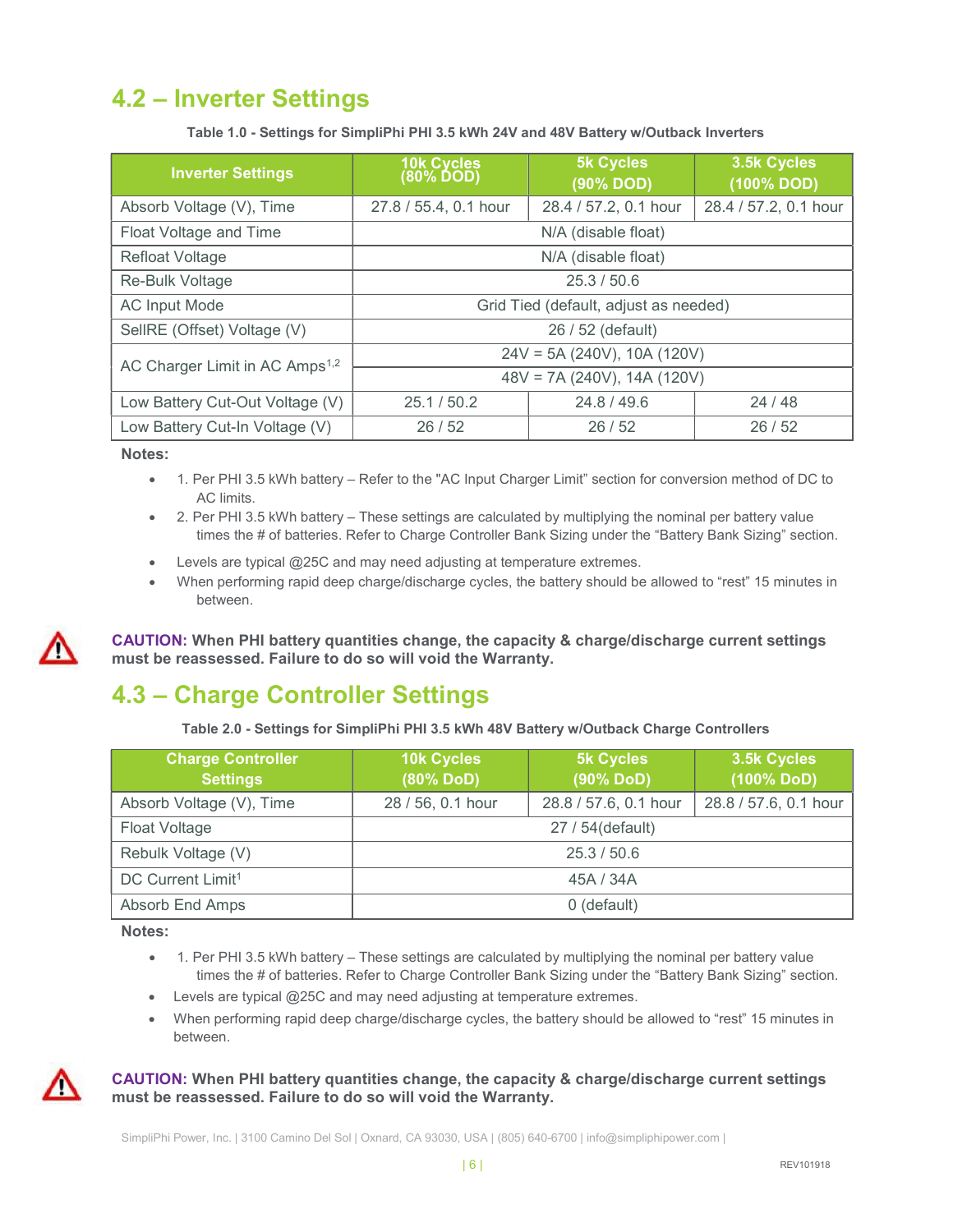## 4.2 – Inverter Settings

**Table 1.0 - Settings for SimpliPhi PHI 3.5 kWh 24V and 48V Battery w/Outback Inverters**

| Inverter Settings | 10k Cycles (80% DOD) | 5k Cycles (90% DOD) | 3.5k Cycles (100% DOD) |
|---|---|---|---|
| Absorb Voltage (V), Time | 27.8 / 55.4, 0.1 hour | 28.4 / 57.2, 0.1 hour | 28.4 / 57.2, 0.1 hour |
| Float Voltage and Time | N/A (disable float) | | |
| Refloat Voltage | N/A (disable float) | | |
| Re-Bulk Voltage | 25.3 / 50.6 | | |
| AC Input Mode | Grid Tied (default, adjust as needed) | | |
| SellRE (Offset) Voltage (V) | 26 / 52 (default) | | |
| AC Charger Limit in AC Amps[1,2] | 24V = 5A (240V), 10A (120V) | | |
| | 48V = 7A (240V), 14A (120V) | | |
| Low Battery Cut-Out Voltage (V) | 25.1 / 50.2 | 24.8 / 49.6 | 24 / 48 |
| Low Battery Cut-In Voltage (V) | 26 / 52 | 26 / 52 | 26 / 52 |

**Notes:**

- 1. Per PHI 3.5 kWh battery – Refer to the "AC Input Charger Limit" section for conversion method of DC to AC limits.
- 2. Per PHI 3.5 kWh battery – These settings are calculated by multiplying the nominal per battery value times the # of batteries. Refer to Charge Controller Bank Sizing under the "Battery Bank Sizing" section.
- Levels are typical @25C and may need adjusting at temperature extremes.
- When performing rapid deep charge/discharge cycles, the battery should be allowed to "rest" 15 minutes in between.

**CAUTION: When PHI battery quantities change, the capacity & charge/discharge current settings must be reassessed. Failure to do so will void the Warranty.**

## 4.3 – Charge Controller Settings

**Table 2.0 - Settings for SimpliPhi PHI 3.5 kWh 48V Battery w/Outback Charge Controllers**

| Charge Controller Settings | 10k Cycles (80% DoD) | 5k Cycles (90% DoD) | 3.5k Cycles (100% DoD) |
|---|---|---|---|
| Absorb Voltage (V), Time | 28 / 56, 0.1 hour | 28.8 / 57.6, 0.1 hour | 28.8 / 57.6, 0.1 hour |
| Float Voltage | 27 / 54(default) | | |
| Rebulk Voltage (V) | 25.3 / 50.6 | | |
| DC Current Limit[1] | 45A / 34A | | |
| Absorb End Amps | 0 (default) | | |

**Notes:**

- 1. Per PHI 3.5 kWh battery – These settings are calculated by multiplying the nominal per battery value times the # of batteries. Refer to Charge Controller Bank Sizing under the "Battery Bank Sizing" section.
- Levels are typical @25C and may need adjusting at temperature extremes.
- When performing rapid deep charge/discharge cycles, the battery should be allowed to "rest" 15 minutes in between.

**CAUTION: When PHI battery quantities change, the capacity & charge/discharge current settings must be reassessed. Failure to do so will void the Warranty.**

SimpliPhi Power, Inc. | 3100 Camino Del Sol | Oxnard, CA 93030, USA | (805) 640-6700 | info@simpliphipower.com |

REV101918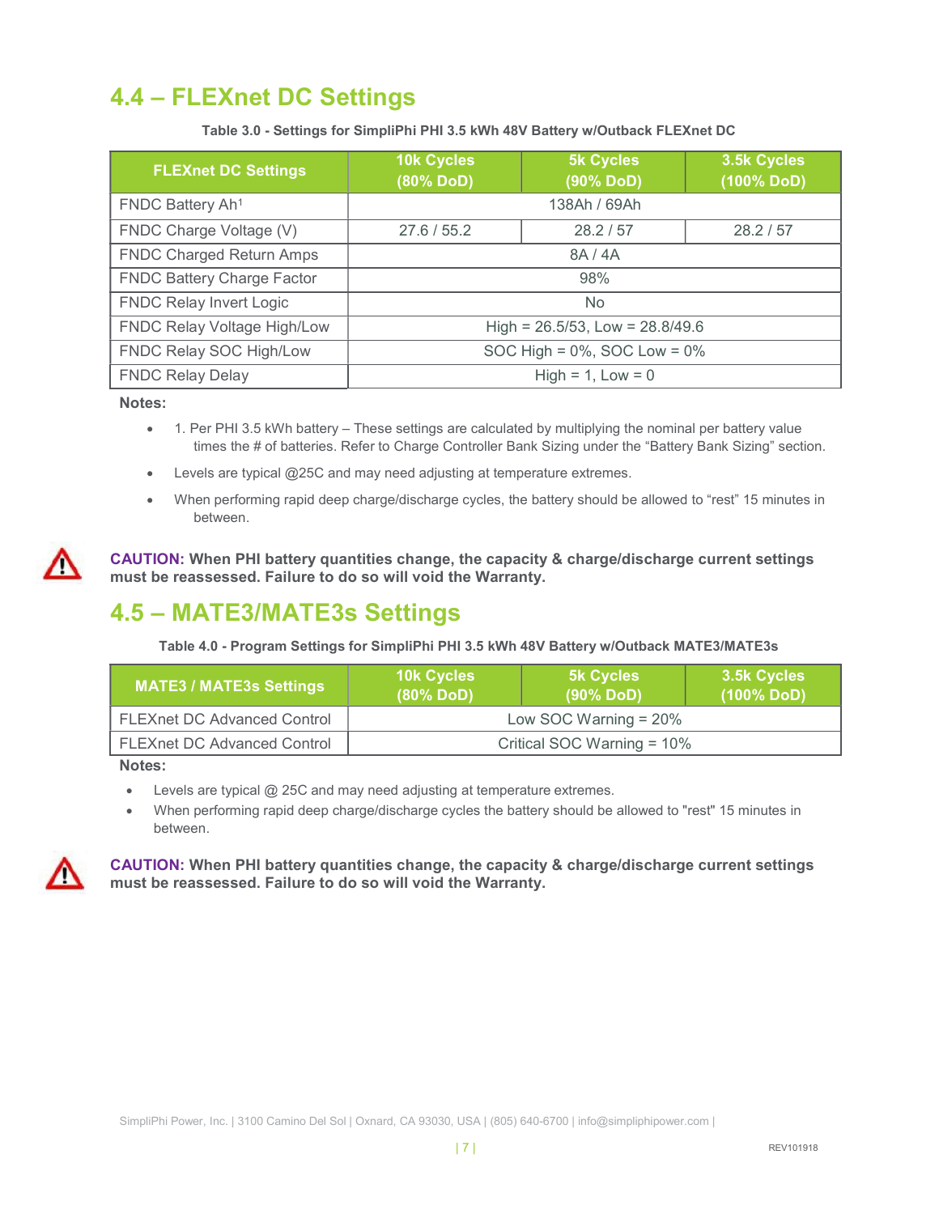## 4.4 – FLEXnet DC Settings

**Table 3.0 - Settings for SimpliPhi PHI 3.5 kWh 48V Battery w/Outback FLEXnet DC**

| FLEXnet DC Settings | 10k Cycles (80% DoD) | 5k Cycles (90% DoD) | 3.5k Cycles (100% DoD) |
|---|---|---|---|
| FNDC Battery Ah[1] | 138Ah / 69Ah | | |
| FNDC Charge Voltage (V) | 27.6 / 55.2 | 28.2 / 57 | 28.2 / 57 |
| FNDC Charged Return Amps | 8A / 4A | | |
| FNDC Battery Charge Factor | 98% | | |
| FNDC Relay Invert Logic | No | | |
| FNDC Relay Voltage High/Low | High = 26.5/53, Low = 28.8/49.6 | | |
| FNDC Relay SOC High/Low | SOC High = 0%, SOC Low = 0% | | |
| FNDC Relay Delay | High = 1, Low = 0 | | |

**Notes:**

- 1. Per PHI 3.5 kWh battery – These settings are calculated by multiplying the nominal per battery value times the # of batteries. Refer to Charge Controller Bank Sizing under the "Battery Bank Sizing" section.
- Levels are typical @25C and may need adjusting at temperature extremes.
- When performing rapid deep charge/discharge cycles, the battery should be allowed to "rest" 15 minutes in between.

**CAUTION: When PHI battery quantities change, the capacity & charge/discharge current settings must be reassessed. Failure to do so will void the Warranty.**

## 4.5 – MATE3/MATE3s Settings

**Table 4.0 - Program Settings for SimpliPhi PHI 3.5 kWh 48V Battery w/Outback MATE3/MATE3s**

| MATE3 / MATE3s Settings | 10k Cycles (80% DoD) | 5k Cycles (90% DoD) | 3.5k Cycles (100% DoD) |
|---|---|---|---|
| FLEXnet DC Advanced Control | Low SOC Warning = 20% | | |
| FLEXnet DC Advanced Control | Critical SOC Warning = 10% | | |

**Notes:**

- Levels are typical @ 25C and may need adjusting at temperature extremes.
- When performing rapid deep charge/discharge cycles the battery should be allowed to "rest" 15 minutes in between.

**CAUTION: When PHI battery quantities change, the capacity & charge/discharge current settings must be reassessed. Failure to do so will void the Warranty.**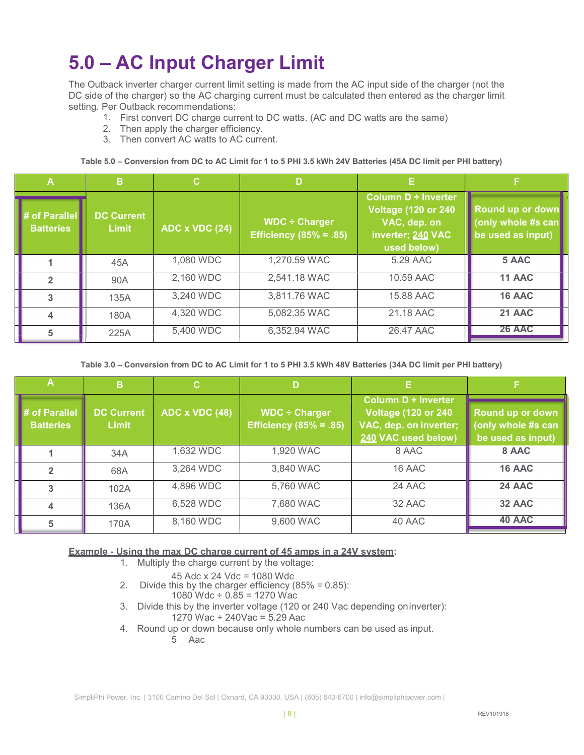# 5.0 – AC Input Charger Limit

The Outback inverter charger current limit setting is made from the AC input side of the charger (not the DC side of the charger) so the AC charging current must be calculated then entered as the charger limit setting. Per Outback recommendations:

1. First convert DC charge current to DC watts. (AC and DC watts are the same)
2. Then apply the charger efficiency.
3. Then convert AC watts to AC current.

**Table 5.0 – Conversion from DC to AC Limit for 1 to 5 PHI 3.5 kWh 24V Batteries (45A DC limit per PHI battery)**

| A | B | C | D | E | F |
|---|---|---|---|---|---|
| **# of Parallel Batteries** | **DC Current Limit** | **ADC x VDC (24)** | **WDC ÷ Charger Efficiency (85% = .85)** | **Column D ÷ Inverter Voltage (120 or 240 VAC, dep. on inverter; 240 VAC used below)** | **Round up or down (only whole #s can be used as input)** |
| 1 | 45A | 1,080 WDC | 1,270.59 WAC | 5.29 AAC | **5 AAC** |
| 2 | 90A | 2,160 WDC | 2,541.18 WAC | 10.59 AAC | **11 AAC** |
| 3 | 135A | 3,240 WDC | 3,811.76 WAC | 15.88 AAC | **16 AAC** |
| 4 | 180A | 4,320 WDC | 5,082.35 WAC | 21.18 AAC | **21 AAC** |
| 5 | 225A | 5,400 WDC | 6,352.94 WAC | 26.47 AAC | **26 AAC** |

**Table 3.0 – Conversion from DC to AC Limit for 1 to 5 PHI 3.5 kWh 48V Batteries (34A DC limit per PHI battery)**

| A | B | C | D | E | F |
|---|---|---|---|---|---|
| **# of Parallel Batteries** | **DC Current Limit** | **ADC x VDC (48)** | **WDC ÷ Charger Efficiency (85% = .85)** | **Column D ÷ Inverter Voltage (120 or 240 VAC, dep. on inverter; 240 VAC used below)** | **Round up or down (only whole #s can be used as input)** |
| 1 | 34A | 1,632 WDC | 1,920 WAC | 8 AAC | **8 AAC** |
| 2 | 68A | 3,264 WDC | 3,840 WAC | 16 AAC | **16 AAC** |
| 3 | 102A | 4,896 WDC | 5,760 WAC | 24 AAC | **24 AAC** |
| 4 | 136A | 6,528 WDC | 7,680 WAC | 32 AAC | **32 AAC** |
| 5 | 170A | 8,160 WDC | 9,600 WAC | 40 AAC | **40 AAC** |

**Example - Using the max DC charge current of 45 amps in a 24V system:**

1. Multiply the charge current by the voltage:
   45 Adc x 24 Vdc = 1080 Wdc
2. Divide this by the charger efficiency (85% = 0.85):
   1080 Wdc ÷ 0.85 = 1270 Wac
3. Divide this by the inverter voltage (120 or 240 Vac depending on inverter):
   1270 Wac ÷ 240Vac = 5.29 Aac
4. Round up or down because only whole numbers can be used as input.
   5 Aac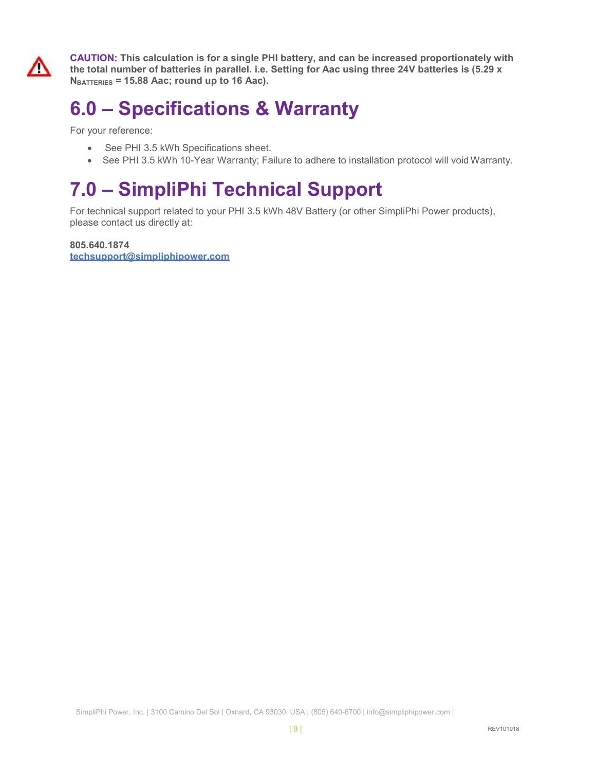**CAUTION: This calculation is for a single PHI battery, and can be increased proportionately with the total number of batteries in parallel. i.e. Setting for Aac using three 24V batteries is (5.29 x $N_{BATTERIES}$ = 15.88 Aac; round up to 16 Aac).**

# 6.0 – Specifications & Warranty

For your reference:

- See PHI 3.5 kWh Specifications sheet.
- See PHI 3.5 kWh 10-Year Warranty; Failure to adhere to installation protocol will void Warranty.

# 7.0 – SimpliPhi Technical Support

For technical support related to your PHI 3.5 kWh 48V Battery (or other SimpliPhi Power products), please contact us directly at:

**805.640.1874**
**techsupport@simpliphipower.com**

SimpliPhi Power, Inc. | 3100 Camino Del Sol | Oxnard, CA 93030, USA | (805) 640-6700 | info@simpliphipower.com |

REV101918